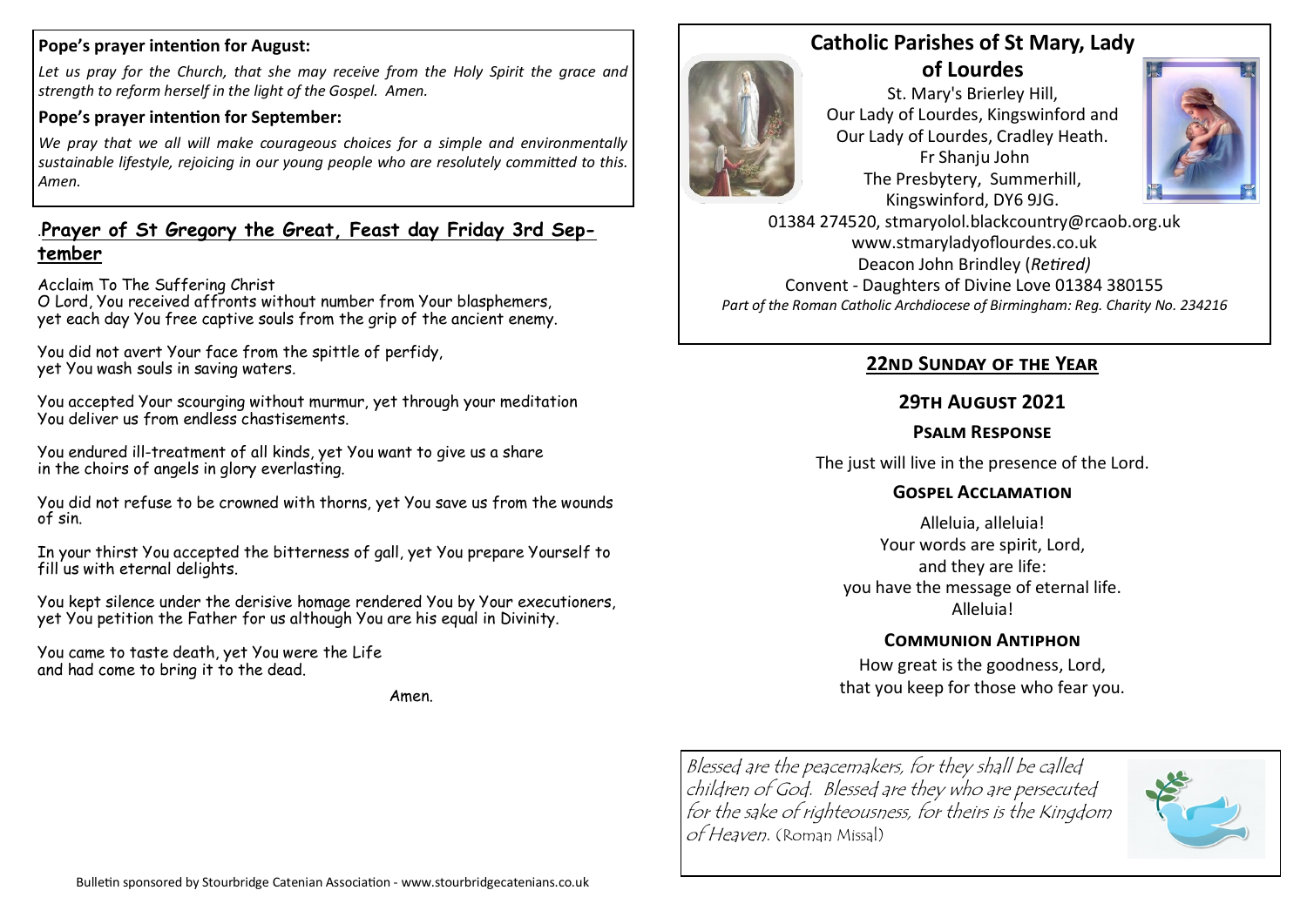**Pope's prayer intention for August:**

*Let us pray for the Church, that she may receive from the Holy Spirit the grace and strength to reform herself in the light of the Gospel. Amen.*

**Pope's prayer intention for September:**

*We pray that we all will make courageous choices for a simple and environmentally sustainable lifestyle, rejoicing in our young people who are resolutely committed to this. Amen.*

## Prayer of St Gregory the Great, Feast day Friday 3rd September

Acclaim To The Suffering Christ
O Lord, You received affronts without number from Your blasphemers, yet each day You free captive souls from the grip of the ancient enemy.

You did not avert Your face from the spittle of perfidy, yet You wash souls in saving waters.

You accepted Your scourging without murmur, yet through your meditation You deliver us from endless chastisements.

You endured ill-treatment of all kinds, yet You want to give us a share in the choirs of angels in glory everlasting.

You did not refuse to be crowned with thorns, yet You save us from the wounds of sin.

In your thirst You accepted the bitterness of gall, yet You prepare Yourself to fill us with eternal delights.

You kept silence under the derisive homage rendered You by Your executioners, yet You petition the Father for us although You are his equal in Divinity.

You came to taste death, yet You were the Life and had come to bring it to the dead.

Amen.

Bulletin sponsored by Stourbridge Catenian Association - www.stourbridgecatenians.co.uk

# Catholic Parishes of St Mary, Lady of Lourdes

St. Mary's Brierley Hill,
Our Lady of Lourdes, Kingswinford and
Our Lady of Lourdes, Cradley Heath.
Fr Shanju John
The Presbytery, Summerhill,
Kingswinford, DY6 9JG.
01384 274520, stmaryolol.blackcountry@rcaob.org.uk
www.stmaryladyoflourdes.co.uk
Deacon John Brindley (*Retired)*
Convent - Daughters of Divine Love 01384 380155
*Part of the Roman Catholic Archdiocese of Birmingham: Reg. Charity No. 234216*

## 22nd Sunday of the Year

### 29th August 2021

#### Psalm Response

The just will live in the presence of the Lord.

#### Gospel Acclamation

Alleluia, alleluia!
Your words are spirit, Lord,
and they are life:
you have the message of eternal life.
Alleluia!

#### Communion Antiphon

How great is the goodness, Lord,
that you keep for those who fear you.

*Blessed are the peacemakers, for they shall be called children of God. Blessed are they who are persecuted for the sake of righteousness, for theirs is the Kingdom of Heaven.* (Roman Missal)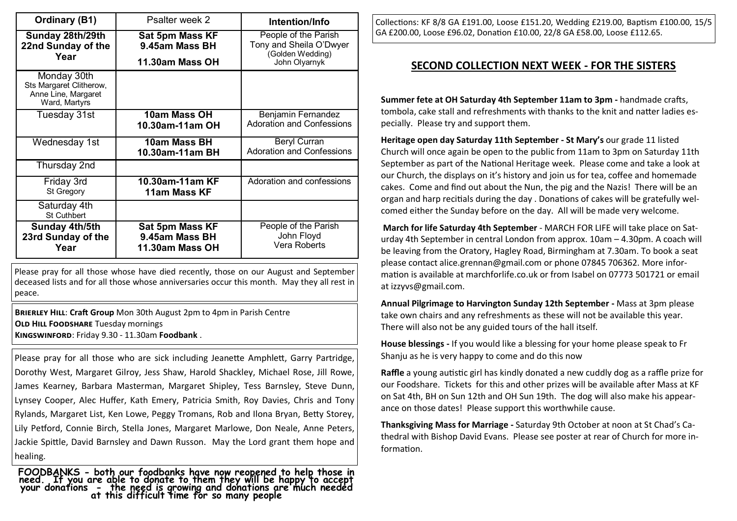| Ordinary (B1) | Psalter week 2 | Intention/Info |
|---|---|---|
| **Sunday 28th/29th 22nd Sunday of the Year** | **Sat 5pm Mass KF 9.45am Mass BH 11.30am Mass OH** | People of the Parish Tony and Sheila O'Dwyer (Golden Wedding) John Olyarnyk |
| Monday 30th Sts Margaret Clitherow, Anne Line, Margaret Ward, Martyrs | | |
| Tuesday 31st | **10am Mass OH 10.30am-11am OH** | Benjamin Fernandez Adoration and Confessions |
| Wednesday 1st | **10am Mass BH 10.30am-11am BH** | Beryl Curran Adoration and Confessions |
| Thursday 2nd | | |
| Friday 3rd St Gregory | **10.30am-11am KF 11am Mass KF** | Adoration and confessions |
| Saturday 4th St Cuthbert | | |
| **Sunday 4th/5th 23rd Sunday of the Year** | **Sat 5pm Mass KF 9.45am Mass BH 11.30am Mass OH** | People of the Parish John Floyd Vera Roberts |

Please pray for all those whose have died recently, those on our August and September deceased lists and for all those whose anniversaries occur this month. May they all rest in peace.

**BRIERLEY HILL**: **Craft Group** Mon 30th August 2pm to 4pm in Parish Centre
**OLD HILL FOODSHARE** Tuesday mornings
**KINGSWINFORD**: Friday 9.30 - 11.30am **Foodbank** .

Please pray for all those who are sick including Jeanette Amphlett, Garry Partridge, Dorothy West, Margaret Gilroy, Jess Shaw, Harold Shackley, Michael Rose, Jill Rowe, James Kearney, Barbara Masterman, Margaret Shipley, Tess Barnsley, Steve Dunn, Lynsey Cooper, Alec Huffer, Kath Emery, Patricia Smith, Roy Davies, Chris and Tony Rylands, Margaret List, Ken Lowe, Peggy Tromans, Rob and Ilona Bryan, Betty Storey, Lily Petford, Connie Birch, Stella Jones, Margaret Marlowe, Don Neale, Anne Peters, Jackie Spittle, David Barnsley and Dawn Russon. May the Lord grant them hope and healing.

**FOODBANKS - both our foodbanks have now reopened to help those in need. If you are able to donate to them they will be happy to accept your donations - the need is growing and donations are much needed at this difficult time for so many people**

Collections: KF 8/8 GA £191.00, Loose £151.20, Wedding £219.00, Baptism £100.00, 15/5 GA £200.00, Loose £96.02, Donation £10.00, 22/8 GA £58.00, Loose £112.65.

## SECOND COLLECTION NEXT WEEK - FOR THE SISTERS

**Summer fete at OH Saturday 4th September 11am to 3pm -** handmade crafts, tombola, cake stall and refreshments with thanks to the knit and natter ladies especially. Please try and support them.

**Heritage open day Saturday 11th September - St Mary's** our grade 11 listed Church will once again be open to the public from 11am to 3pm on Saturday 11th September as part of the National Heritage week. Please come and take a look at our Church, the displays on it's history and join us for tea, coffee and homemade cakes. Come and find out about the Nun, the pig and the Nazis! There will be an organ and harp recitials during the day . Donations of cakes will be gratefully welcomed either the Sunday before on the day. All will be made very welcome.

**March for life Saturday 4th September** - MARCH FOR LIFE will take place on Saturday 4th September in central London from approx. 10am – 4.30pm. A coach will be leaving from the Oratory, Hagley Road, Birmingham at 7.30am. To book a seat please contact alice.grennan@gmail.com or phone 07845 706362. More information is available at marchforlife.co.uk or from Isabel on 07773 501721 or email at izzyvs@gmail.com.

**Annual Pilgrimage to Harvington Sunday 12th September -** Mass at 3pm please take own chairs and any refreshments as these will not be available this year. There will also not be any guided tours of the hall itself.

**House blessings -** If you would like a blessing for your home please speak to Fr Shanju as he is very happy to come and do this now

**Raffle** a young autistic girl has kindly donated a new cuddly dog as a raffle prize for our Foodshare. Tickets for this and other prizes will be available after Mass at KF on Sat 4th, BH on Sun 12th and OH Sun 19th. The dog will also make his appearance on those dates! Please support this worthwhile cause.

**Thanksgiving Mass for Marriage -** Saturday 9th October at noon at St Chad's Cathedral with Bishop David Evans. Please see poster at rear of Church for more information.